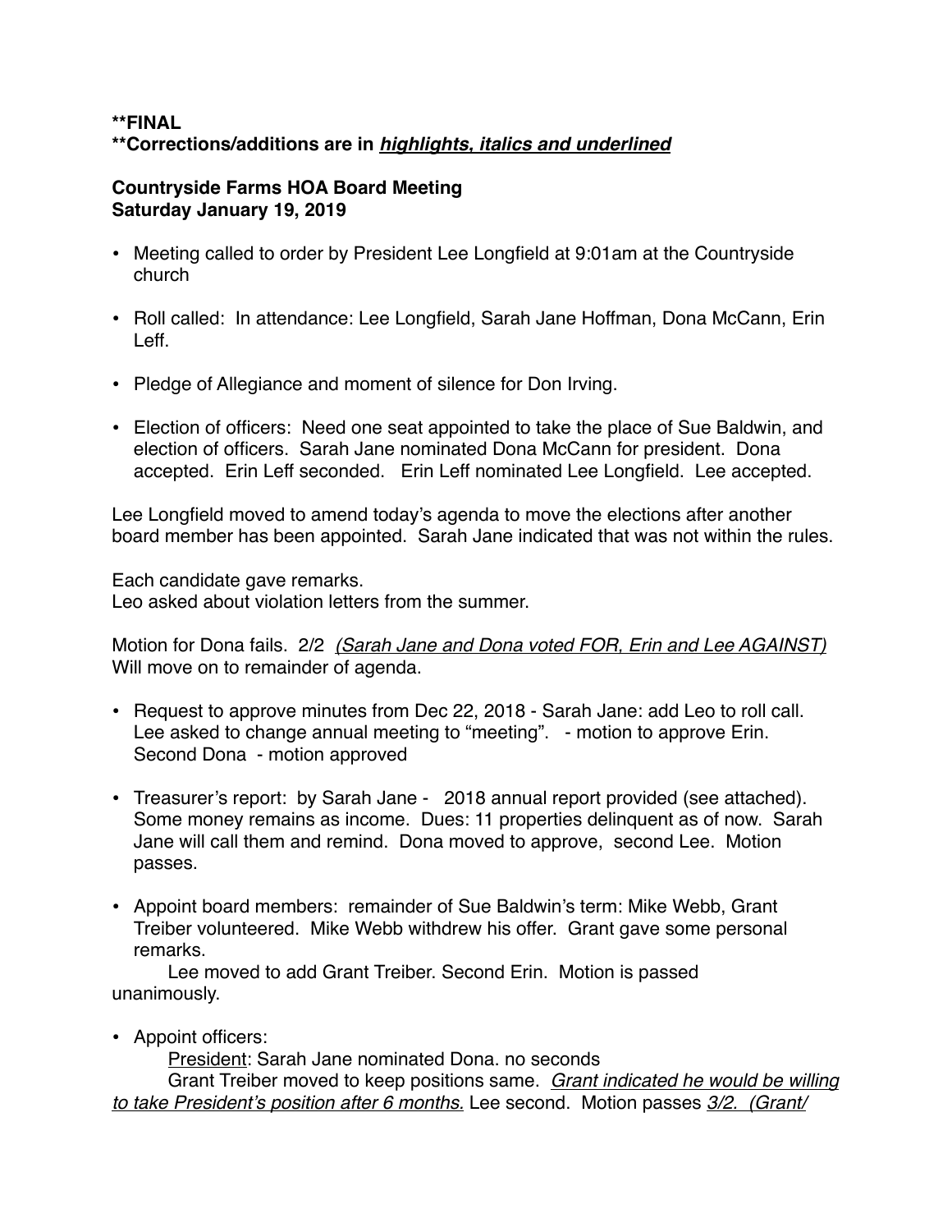**\*\*FINAL**
**\*\*Corrections/additions are in *<u>highlights, italics and underlined</u>***

**Countryside Farms HOA Board Meeting**
**Saturday January 19, 2019**

- Meeting called to order by President Lee Longfield at 9:01am at the Countryside church

- Roll called: In attendance: Lee Longfield, Sarah Jane Hoffman, Dona McCann, Erin Leff.

- Pledge of Allegiance and moment of silence for Don Irving.

- Election of officers: Need one seat appointed to take the place of Sue Baldwin, and election of officers. Sarah Jane nominated Dona McCann for president. Dona accepted. Erin Leff seconded. Erin Leff nominated Lee Longfield. Lee accepted.

Lee Longfield moved to amend today's agenda to move the elections after another board member has been appointed. Sarah Jane indicated that was not within the rules.

Each candidate gave remarks.
Leo asked about violation letters from the summer.

Motion for Dona fails. 2/2 *<u>(Sarah Jane and Dona voted FOR, Erin and Lee AGAINST)</u>*
Will move on to remainder of agenda.

- Request to approve minutes from Dec 22, 2018 - Sarah Jane: add Leo to roll call. Lee asked to change annual meeting to "meeting". - motion to approve Erin. Second Dona - motion approved

- Treasurer's report: by Sarah Jane - 2018 annual report provided (see attached). Some money remains as income. Dues: 11 properties delinquent as of now. Sarah Jane will call them and remind. Dona moved to approve, second Lee. Motion passes.

- Appoint board members: remainder of Sue Baldwin's term: Mike Webb, Grant Treiber volunteered. Mike Webb withdrew his offer. Grant gave some personal remarks.

  Lee moved to add Grant Treiber. Second Erin. Motion is passed unanimously.

- Appoint officers:

  <u>President</u>: Sarah Jane nominated Dona. no seconds

  Grant Treiber moved to keep positions same. *<u>Grant indicated he would be willing to take President's position after 6 months.</u>* Lee second. Motion passes *<u>3/2. (Grant/</u>*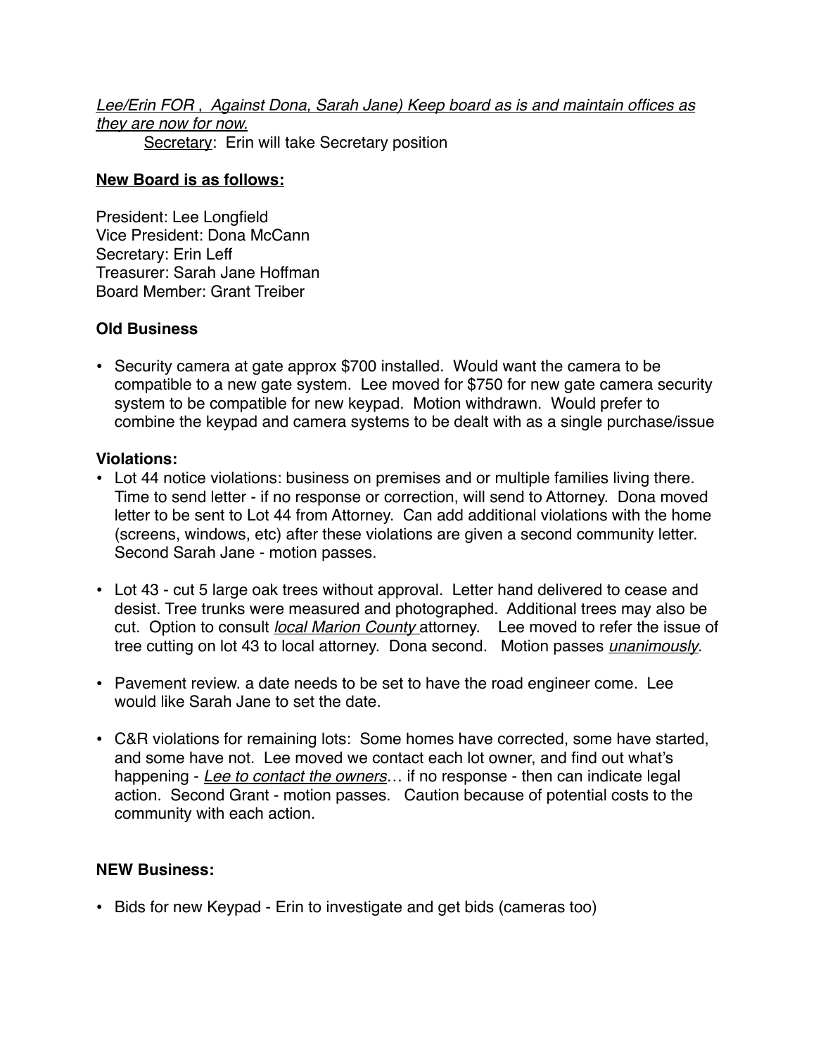*Lee/Erin FOR , Against Dona, Sarah Jane) Keep board as is and maintain offices as they are now for now.*

Secretary: Erin will take Secretary position

**New Board is as follows:**

President: Lee Longfield
Vice President: Dona McCann
Secretary: Erin Leff
Treasurer: Sarah Jane Hoffman
Board Member: Grant Treiber

**Old Business**

- Security camera at gate approx $700 installed. Would want the camera to be compatible to a new gate system. Lee moved for $750 for new gate camera security system to be compatible for new keypad. Motion withdrawn. Would prefer to combine the keypad and camera systems to be dealt with as a single purchase/issue

**Violations:**

- Lot 44 notice violations: business on premises and or multiple families living there. Time to send letter - if no response or correction, will send to Attorney. Dona moved letter to be sent to Lot 44 from Attorney. Can add additional violations with the home (screens, windows, etc) after these violations are given a second community letter. Second Sarah Jane - motion passes.

- Lot 43 - cut 5 large oak trees without approval. Letter hand delivered to cease and desist. Tree trunks were measured and photographed. Additional trees may also be cut. Option to consult *local Marion County* attorney. Lee moved to refer the issue of tree cutting on lot 43 to local attorney. Dona second. Motion passes *unanimously*.

- Pavement review. a date needs to be set to have the road engineer come. Lee would like Sarah Jane to set the date.

- C&R violations for remaining lots: Some homes have corrected, some have started, and some have not. Lee moved we contact each lot owner, and find out what's happening - *Lee to contact the owners*… if no response - then can indicate legal action. Second Grant - motion passes. Caution because of potential costs to the community with each action.

**NEW Business:**

- Bids for new Keypad - Erin to investigate and get bids (cameras too)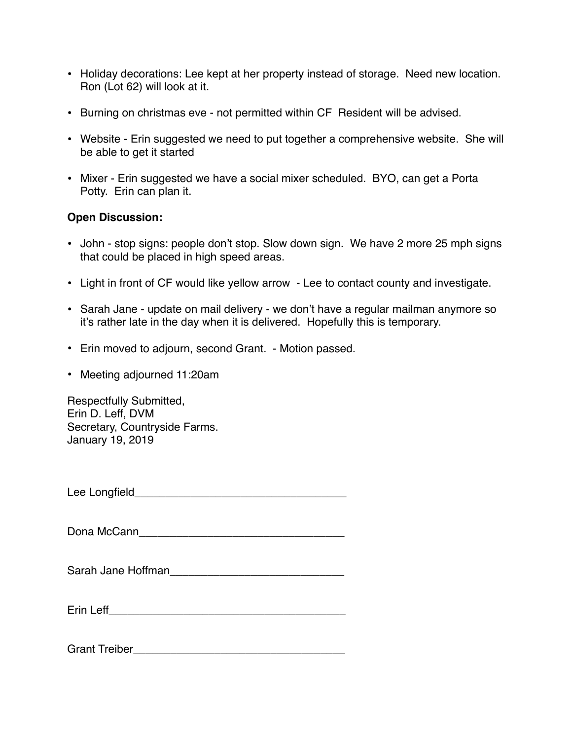- Holiday decorations: Lee kept at her property instead of storage.  Need new location. Ron (Lot 62) will look at it.

- Burning on christmas eve - not permitted within CF  Resident will be advised.

- Website - Erin suggested we need to put together a comprehensive website.  She will be able to get it started

- Mixer - Erin suggested we have a social mixer scheduled.  BYO, can get a Porta Potty.  Erin can plan it.

**Open Discussion:**

- John - stop signs: people don't stop. Slow down sign.  We have 2 more 25 mph signs that could be placed in high speed areas.

- Light in front of CF would like yellow arrow  - Lee to contact county and investigate.

- Sarah Jane - update on mail delivery - we don't have a regular mailman anymore so it's rather late in the day when it is delivered.  Hopefully this is temporary.

- Erin moved to adjourn, second Grant.  - Motion passed.

- Meeting adjourned 11:20am

Respectfully Submitted,
Erin D. Leff, DVM
Secretary, Countryside Farms.
January 19, 2019

Lee Longfield___________________________________

Dona McCann__________________________________

Sarah Jane Hoffman____________________________

Erin Leff______________________________________

Grant Treiber__________________________________